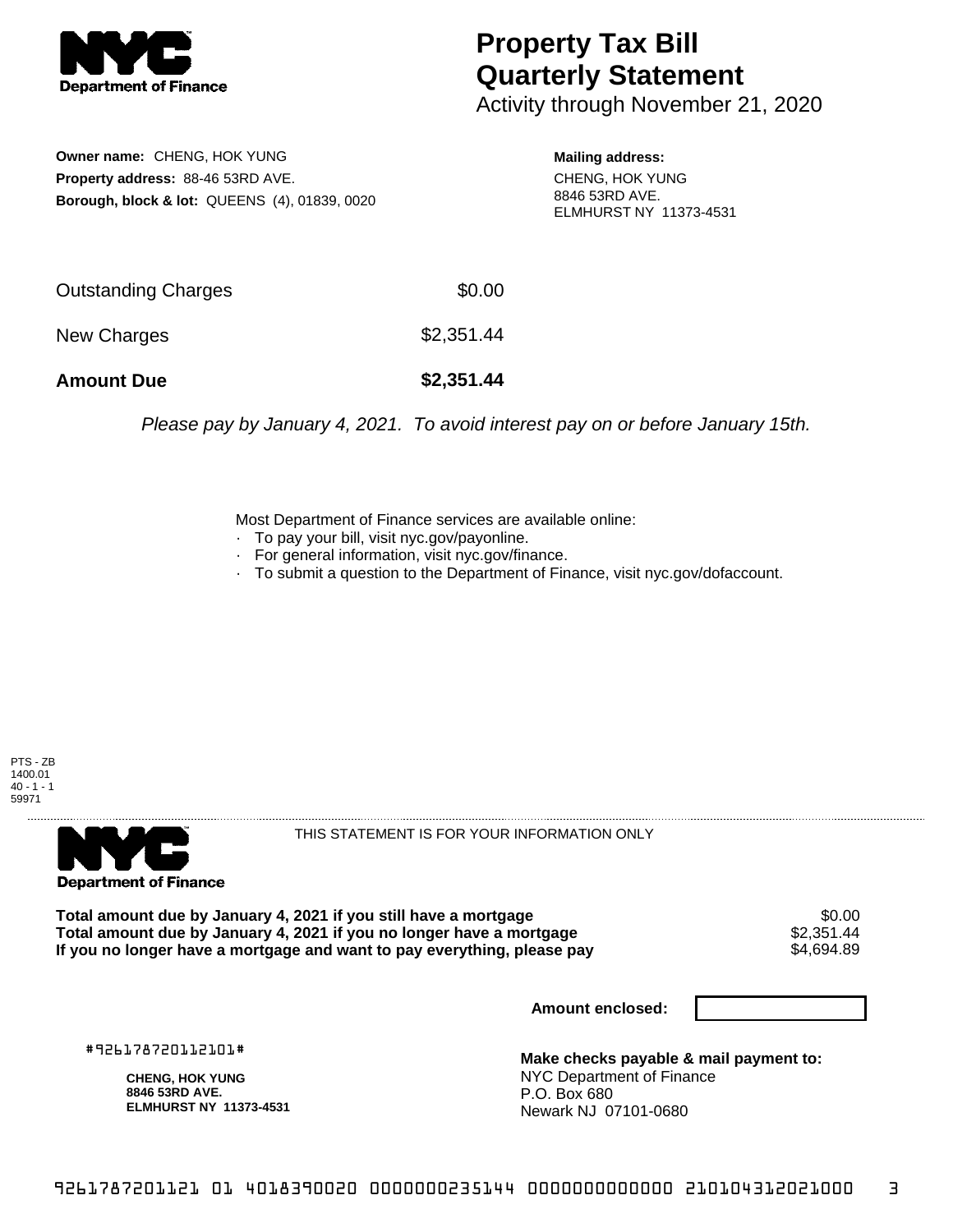NYC Department of Finance

# Property Tax Bill Quarterly Statement

Activity through November 21, 2020

**Owner name:** CHENG, HOK YUNG
**Property address:** 88-46 53RD AVE.
**Borough, block & lot:** QUEENS (4), 01839, 0020

**Mailing address:**
CHENG, HOK YUNG
8846 53RD AVE.
ELMHURST NY 11373-4531

| | |
|---|---|
| Outstanding Charges | $0.00 |
| New Charges | $2,351.44 |
| **Amount Due** | **$2,351.44** |

*Please pay by January 4, 2021. To avoid interest pay on or before January 15th.*

Most Department of Finance services are available online:
- To pay your bill, visit nyc.gov/payonline.
- For general information, visit nyc.gov/finance.
- To submit a question to the Department of Finance, visit nyc.gov/dofaccount.

PTS - ZB
1400.01
40 - 1 - 1
59971

NYC Department of Finance

THIS STATEMENT IS FOR YOUR INFORMATION ONLY

| | |
|---|---|
| **Total amount due by January 4, 2021 if you still have a mortgage** | $0.00 |
| **Total amount due by January 4, 2021 if you no longer have a mortgage** | $2,351.44 |
| **If you no longer have a mortgage and want to pay everything, please pay** | $4,694.89 |

**Amount enclosed:**

#926178720112101#

**CHENG, HOK YUNG**
**8846 53RD AVE.**
**ELMHURST NY 11373-4531**

**Make checks payable & mail payment to:**
NYC Department of Finance
P.O. Box 680
Newark NJ 07101-0680

926178720112101 4018390020 0000000235144 0000000000000 210104312021000 3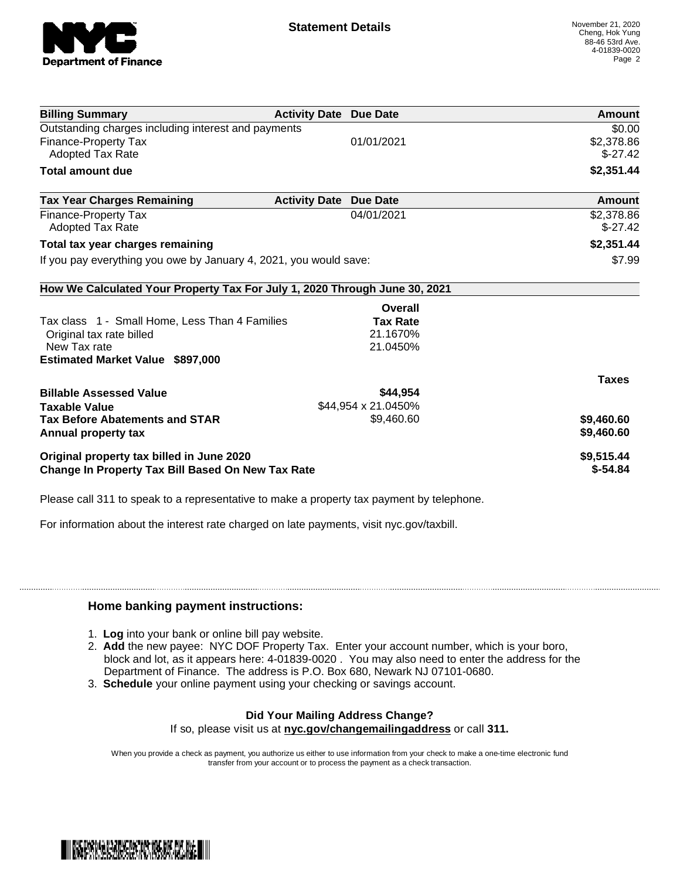**Statement Details**

November 21, 2020
Cheng, Hok Yung
88-46 53rd Ave.
4-01839-0020

| Billing Summary | Activity Date | Due Date | Amount |
|---|---|---|---|
| Outstanding charges including interest and payments | | | $0.00 |
| Finance-Property Tax | | 01/01/2021 | $2,378.86 |
| Adopted Tax Rate | | | $-27.42 |
| **Total amount due** | | | **$2,351.44** |

| Tax Year Charges Remaining | Activity Date | Due Date | Amount |
|---|---|---|---|
| Finance-Property Tax | | 04/01/2021 | $2,378.86 |
| Adopted Tax Rate | | | $-27.42 |
| **Total tax year charges remaining** | | | **$2,351.44** |
| If you pay everything you owe by January 4, 2021, you would save: | | | $7.99 |

**How We Calculated Your Property Tax For July 1, 2020 Through June 30, 2021**

| | Overall Tax Rate | Taxes |
|---|---|---|
| Tax class 1 - Small Home, Less Than 4 Families | | |
| Original tax rate billed | 21.1670% | |
| New Tax rate | 21.0450% | |
| **Estimated Market Value $897,000** | | |
| **Billable Assessed Value** | **$44,954** | |
| **Taxable Value** | $44,954 x 21.0450% | |
| **Tax Before Abatements and STAR** | $9,460.60 | **$9,460.60** |
| **Annual property tax** | | **$9,460.60** |
| **Original property tax billed in June 2020** | | **$9,515.44** |
| **Change In Property Tax Bill Based On New Tax Rate** | | **$-54.84** |

Please call 311 to speak to a representative to make a property tax payment by telephone.

For information about the interest rate charged on late payments, visit nyc.gov/taxbill.

## Home banking payment instructions:

1. **Log** into your bank or online bill pay website.
2. **Add** the new payee: NYC DOF Property Tax. Enter your account number, which is your boro, block and lot, as it appears here: 4-01839-0020 . You may also need to enter the address for the Department of Finance. The address is P.O. Box 680, Newark NJ 07101-0680.
3. **Schedule** your online payment using your checking or savings account.

**Did Your Mailing Address Change?**

If so, please visit us at **nyc.gov/changemailingaddress** or call **311.**

When you provide a check as payment, you authorize us either to use information from your check to make a one-time electronic fund transfer from your account or to process the payment as a check transaction.